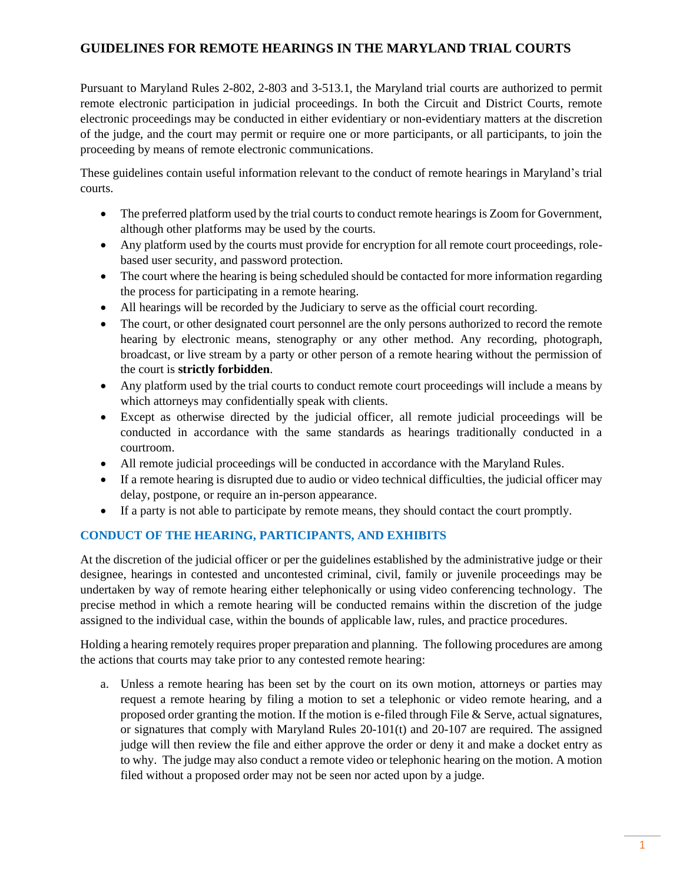# GUIDELINES FOR REMOTE HEARINGS IN THE MARYLAND TRIAL COURTS

Pursuant to Maryland Rules 2-802, 2-803 and 3-513.1, the Maryland trial courts are authorized to permit remote electronic participation in judicial proceedings. In both the Circuit and District Courts, remote electronic proceedings may be conducted in either evidentiary or non-evidentiary matters at the discretion of the judge, and the court may permit or require one or more participants, or all participants, to join the proceeding by means of remote electronic communications.

These guidelines contain useful information relevant to the conduct of remote hearings in Maryland's trial courts.

- The preferred platform used by the trial courts to conduct remote hearings is Zoom for Government, although other platforms may be used by the courts.
- Any platform used by the courts must provide for encryption for all remote court proceedings, role-based user security, and password protection.
- The court where the hearing is being scheduled should be contacted for more information regarding the process for participating in a remote hearing.
- All hearings will be recorded by the Judiciary to serve as the official court recording.
- The court, or other designated court personnel are the only persons authorized to record the remote hearing by electronic means, stenography or any other method. Any recording, photograph, broadcast, or live stream by a party or other person of a remote hearing without the permission of the court is **strictly forbidden**.
- Any platform used by the trial courts to conduct remote court proceedings will include a means by which attorneys may confidentially speak with clients.
- Except as otherwise directed by the judicial officer, all remote judicial proceedings will be conducted in accordance with the same standards as hearings traditionally conducted in a courtroom.
- All remote judicial proceedings will be conducted in accordance with the Maryland Rules.
- If a remote hearing is disrupted due to audio or video technical difficulties, the judicial officer may delay, postpone, or require an in-person appearance.
- If a party is not able to participate by remote means, they should contact the court promptly.

## CONDUCT OF THE HEARING, PARTICIPANTS, AND EXHIBITS

At the discretion of the judicial officer or per the guidelines established by the administrative judge or their designee, hearings in contested and uncontested criminal, civil, family or juvenile proceedings may be undertaken by way of remote hearing either telephonically or using video conferencing technology. The precise method in which a remote hearing will be conducted remains within the discretion of the judge assigned to the individual case, within the bounds of applicable law, rules, and practice procedures.

Holding a hearing remotely requires proper preparation and planning. The following procedures are among the actions that courts may take prior to any contested remote hearing:

a. Unless a remote hearing has been set by the court on its own motion, attorneys or parties may request a remote hearing by filing a motion to set a telephonic or video remote hearing, and a proposed order granting the motion. If the motion is e-filed through File & Serve, actual signatures, or signatures that comply with Maryland Rules 20-101(t) and 20-107 are required. The assigned judge will then review the file and either approve the order or deny it and make a docket entry as to why. The judge may also conduct a remote video or telephonic hearing on the motion. A motion filed without a proposed order may not be seen nor acted upon by a judge.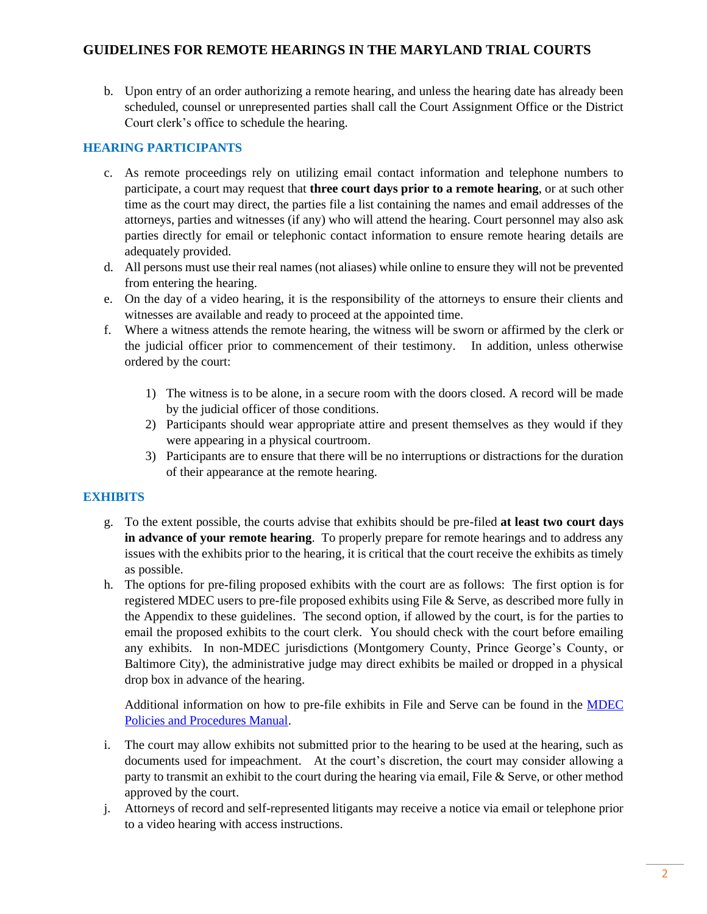b. Upon entry of an order authorizing a remote hearing, and unless the hearing date has already been scheduled, counsel or unrepresented parties shall call the Court Assignment Office or the District Court clerk's office to schedule the hearing.

## HEARING PARTICIPANTS

c. As remote proceedings rely on utilizing email contact information and telephone numbers to participate, a court may request that **three court days prior to a remote hearing**, or at such other time as the court may direct, the parties file a list containing the names and email addresses of the attorneys, parties and witnesses (if any) who will attend the hearing. Court personnel may also ask parties directly for email or telephonic contact information to ensure remote hearing details are adequately provided.

d. All persons must use their real names (not aliases) while online to ensure they will not be prevented from entering the hearing.

e. On the day of a video hearing, it is the responsibility of the attorneys to ensure their clients and witnesses are available and ready to proceed at the appointed time.

f. Where a witness attends the remote hearing, the witness will be sworn or affirmed by the clerk or the judicial officer prior to commencement of their testimony. In addition, unless otherwise ordered by the court:

   1) The witness is to be alone, in a secure room with the doors closed. A record will be made by the judicial officer of those conditions.
   2) Participants should wear appropriate attire and present themselves as they would if they were appearing in a physical courtroom.
   3) Participants are to ensure that there will be no interruptions or distractions for the duration of their appearance at the remote hearing.

## EXHIBITS

g. To the extent possible, the courts advise that exhibits should be pre-filed **at least two court days in advance of your remote hearing**. To properly prepare for remote hearings and to address any issues with the exhibits prior to the hearing, it is critical that the court receive the exhibits as timely as possible.

h. The options for pre-filing proposed exhibits with the court are as follows: The first option is for registered MDEC users to pre-file proposed exhibits using File & Serve, as described more fully in the Appendix to these guidelines. The second option, if allowed by the court, is for the parties to email the proposed exhibits to the court clerk. You should check with the court before emailing any exhibits. In non-MDEC jurisdictions (Montgomery County, Prince George's County, or Baltimore City), the administrative judge may direct exhibits be mailed or dropped in a physical drop box in advance of the hearing.

   Additional information on how to pre-file exhibits in File and Serve can be found in the MDEC Policies and Procedures Manual.

i. The court may allow exhibits not submitted prior to the hearing to be used at the hearing, such as documents used for impeachment. At the court's discretion, the court may consider allowing a party to transmit an exhibit to the court during the hearing via email, File & Serve, or other method approved by the court.

j. Attorneys of record and self-represented litigants may receive a notice via email or telephone prior to a video hearing with access instructions.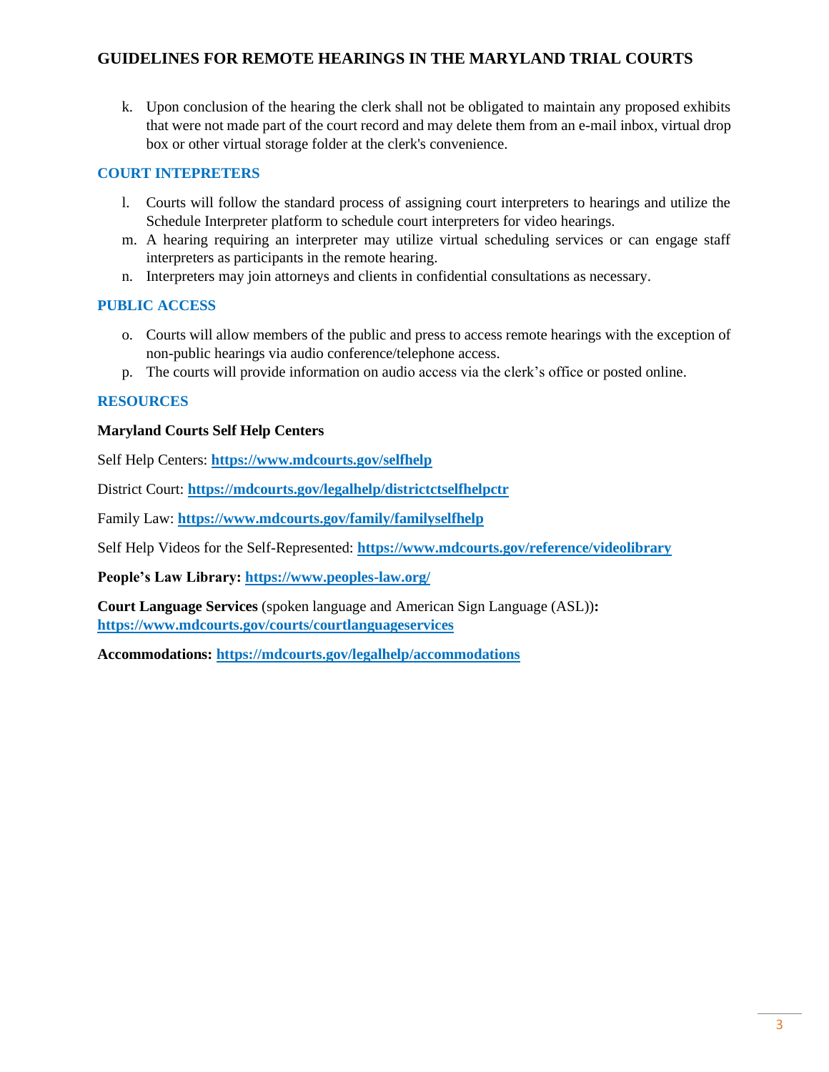k. Upon conclusion of the hearing the clerk shall not be obligated to maintain any proposed exhibits that were not made part of the court record and may delete them from an e-mail inbox, virtual drop box or other virtual storage folder at the clerk's convenience.

## COURT INTEPRETERS

l. Courts will follow the standard process of assigning court interpreters to hearings and utilize the Schedule Interpreter platform to schedule court interpreters for video hearings.

m. A hearing requiring an interpreter may utilize virtual scheduling services or can engage staff interpreters as participants in the remote hearing.

n. Interpreters may join attorneys and clients in confidential consultations as necessary.

## PUBLIC ACCESS

o. Courts will allow members of the public and press to access remote hearings with the exception of non-public hearings via audio conference/telephone access.

p. The courts will provide information on audio access via the clerk's office or posted online.

## RESOURCES

**Maryland Courts Self Help Centers**

Self Help Centers: **https://www.mdcourts.gov/selfhelp**

District Court: **https://mdcourts.gov/legalhelp/districtctselfhelpctr**

Family Law: **https://www.mdcourts.gov/family/familyselfhelp**

Self Help Videos for the Self-Represented: **https://www.mdcourts.gov/reference/videolibrary**

**People's Law Library: https://www.peoples-law.org/**

**Court Language Services** (spoken language and American Sign Language (ASL))**:**
**https://www.mdcourts.gov/courts/courtlanguageservices**

**Accommodations: https://mdcourts.gov/legalhelp/accommodations**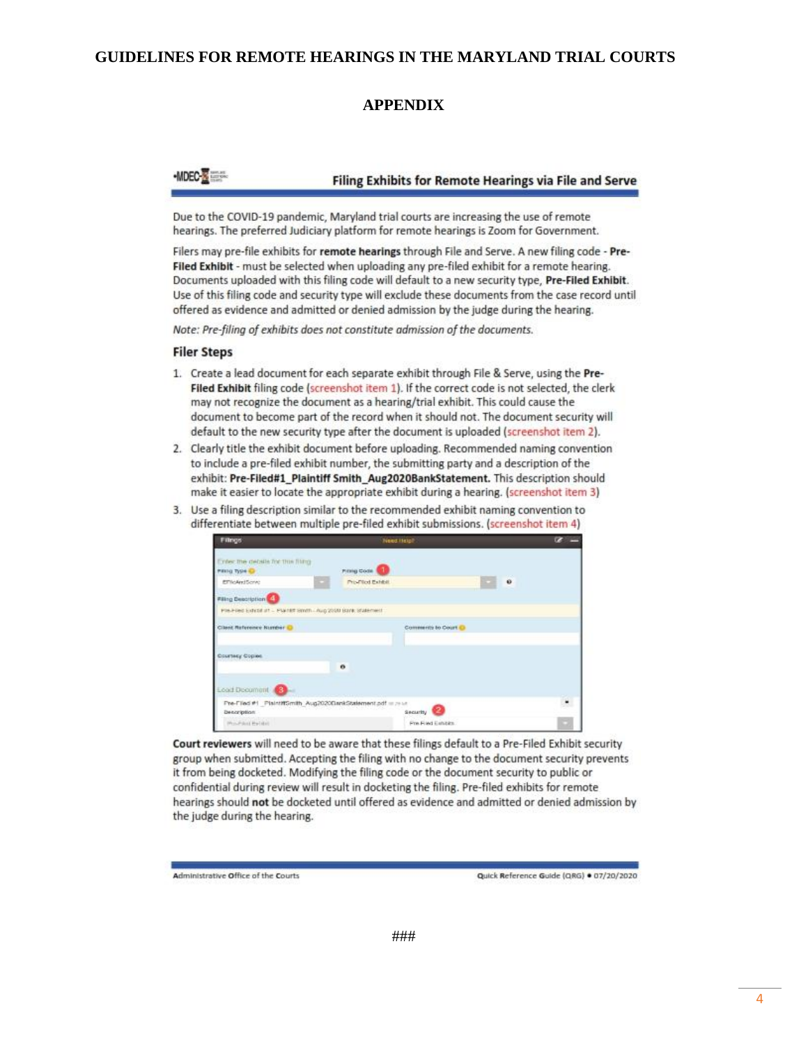# GUIDELINES FOR REMOTE HEARINGS IN THE MARYLAND TRIAL COURTS

## APPENDIX

### Filing Exhibits for Remote Hearings via File and Serve

Due to the COVID-19 pandemic, Maryland trial courts are increasing the use of remote hearings. The preferred Judiciary platform for remote hearings is Zoom for Government.

Filers may pre-file exhibits for **remote hearings** through File and Serve. A new filing code - **Pre-Filed Exhibit** - must be selected when uploading any pre-filed exhibit for a remote hearing. Documents uploaded with this filing code will default to a new security type, **Pre-Filed Exhibit**. Use of this filing code and security type will exclude these documents from the case record until offered as evidence and admitted or denied admission by the judge during the hearing.

*Note: Pre-filing of exhibits does not constitute admission of the documents.*

#### Filer Steps

1. Create a lead document for each separate exhibit through File & Serve, using the **Pre-Filed Exhibit** filing code (screenshot item 1). If the correct code is not selected, the clerk may not recognize the document as a hearing/trial exhibit. This could cause the document to become part of the record when it should not. The document security will default to the new security type after the document is uploaded (screenshot item 2).
2. Clearly title the exhibit document before uploading. Recommended naming convention to include a pre-filed exhibit number, the submitting party and a description of the exhibit: **Pre-Filed#1_Plaintiff Smith_Aug2020BankStatement.** This description should make it easier to locate the appropriate exhibit during a hearing. (screenshot item 3)
3. Use a filing description similar to the recommended exhibit naming convention to differentiate between multiple pre-filed exhibit submissions. (screenshot item 4)

Filings
Need Help?
Enter the details for this filing
Filing Type
EFileAndServe
Filing Code 1
Pre-Filed Exhibit
Filing Description 4
Pre-Filed Exhibit #1 - Plaintiff Smith - Aug 2020 Bank Statement
Client Reference Number
Comments to Court
Courtesy Copies
Lead Document 3
Pre-Filed #1_PlaintiffSmith_Aug2020BankStatement.pdf
Description
Pre-Filed Exhibit
Security 2
Pre-Filed Exhibits

**Court reviewers** will need to be aware that these filings default to a Pre-Filed Exhibit security group when submitted. Accepting the filing with no change to the document security prevents it from being docketed. Modifying the filing code or the document security to public or confidential during review will result in docketing the filing. Pre-filed exhibits for remote hearings should **not** be docketed until offered as evidence and admitted or denied admission by the judge during the hearing.

Administrative Office of the Courts — Quick Reference Guide (QRG) • 07/20/2020

###